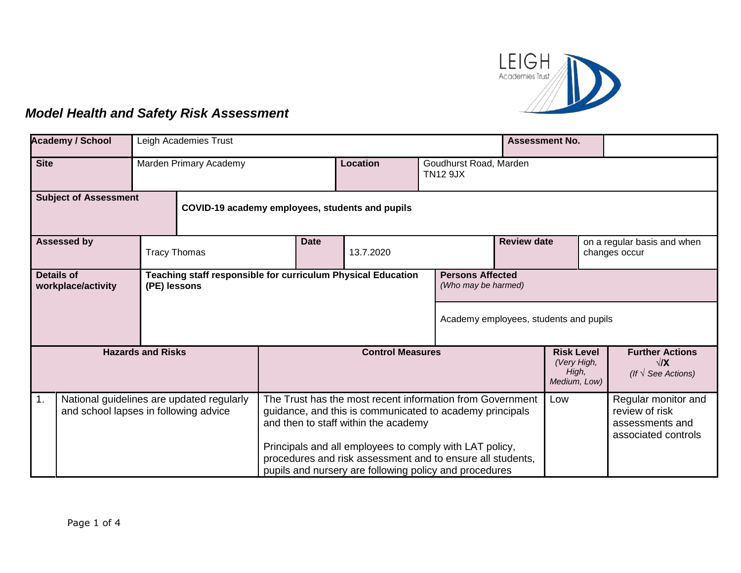*Model Health and Safety Risk Assessment*

| **Academy / School** | Leigh Academies Trust | **Assessment No.** | |
|---|---|---|---|
| **Site** | Marden Primary Academy | **Location** | Goudhurst Road, Marden TN12 9JX |
| **Subject of Assessment** | **COVID-19 academy employees, students and pupils** | | |
| **Assessed by** | Tracy Thomas | **Date** | 13.7.2020 |
| **Review date** | on a regular basis and when changes occur | | |
| **Details of workplace/activity** | **Teaching staff responsible for curriculum Physical Education (PE) lessons** | **Persons Affected** *(Who may be harmed)* | Academy employees, students and pupils |

| | **Hazards and Risks** | **Control Measures** | **Risk Level** *(Very High, High, Medium, Low)* | **Further Actions** √/X *(If √ See Actions)* |
|---|---|---|---|---|
| 1. | National guidelines are updated regularly and school lapses in following advice | The Trust has the most recent information from Government guidance, and this is communicated to academy principals and then to staff within the academy<br><br>Principals and all employees to comply with LAT policy, procedures and risk assessment and to ensure all students, pupils and nursery are following policy and procedures | Low | Regular monitor and review of risk assessments and associated controls |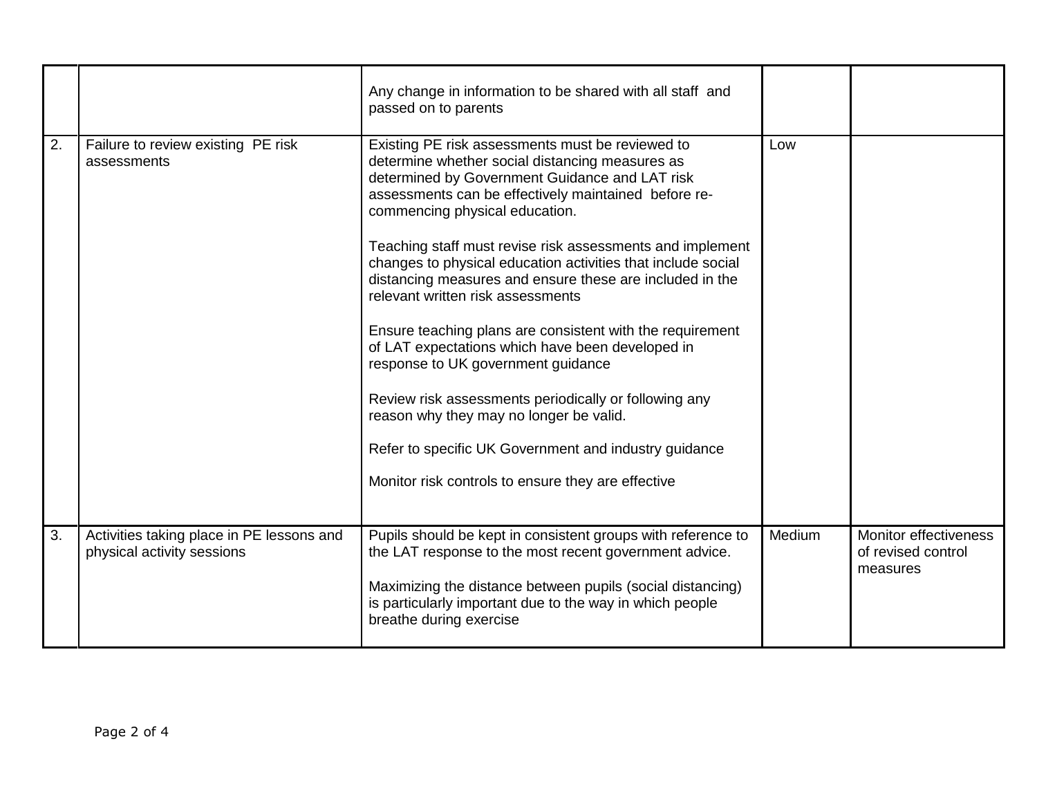| | | | | |
|---|---|---|---|---|
| | | Any change in information to be shared with all staff and passed on to parents | | |
| 2. | Failure to review existing PE risk assessments | Existing PE risk assessments must be reviewed to determine whether social distancing measures as determined by Government Guidance and LAT risk assessments can be effectively maintained before re-commencing physical education.<br><br>Teaching staff must revise risk assessments and implement changes to physical education activities that include social distancing measures and ensure these are included in the relevant written risk assessments<br><br>Ensure teaching plans are consistent with the requirement of LAT expectations which have been developed in response to UK government guidance<br><br>Review risk assessments periodically or following any reason why they may no longer be valid.<br><br>Refer to specific UK Government and industry guidance<br><br>Monitor risk controls to ensure they are effective | Low | |
| 3. | Activities taking place in PE lessons and physical activity sessions | Pupils should be kept in consistent groups with reference to the LAT response to the most recent government advice.<br><br>Maximizing the distance between pupils (social distancing) is particularly important due to the way in which people breathe during exercise | Medium | Monitor effectiveness of revised control measures |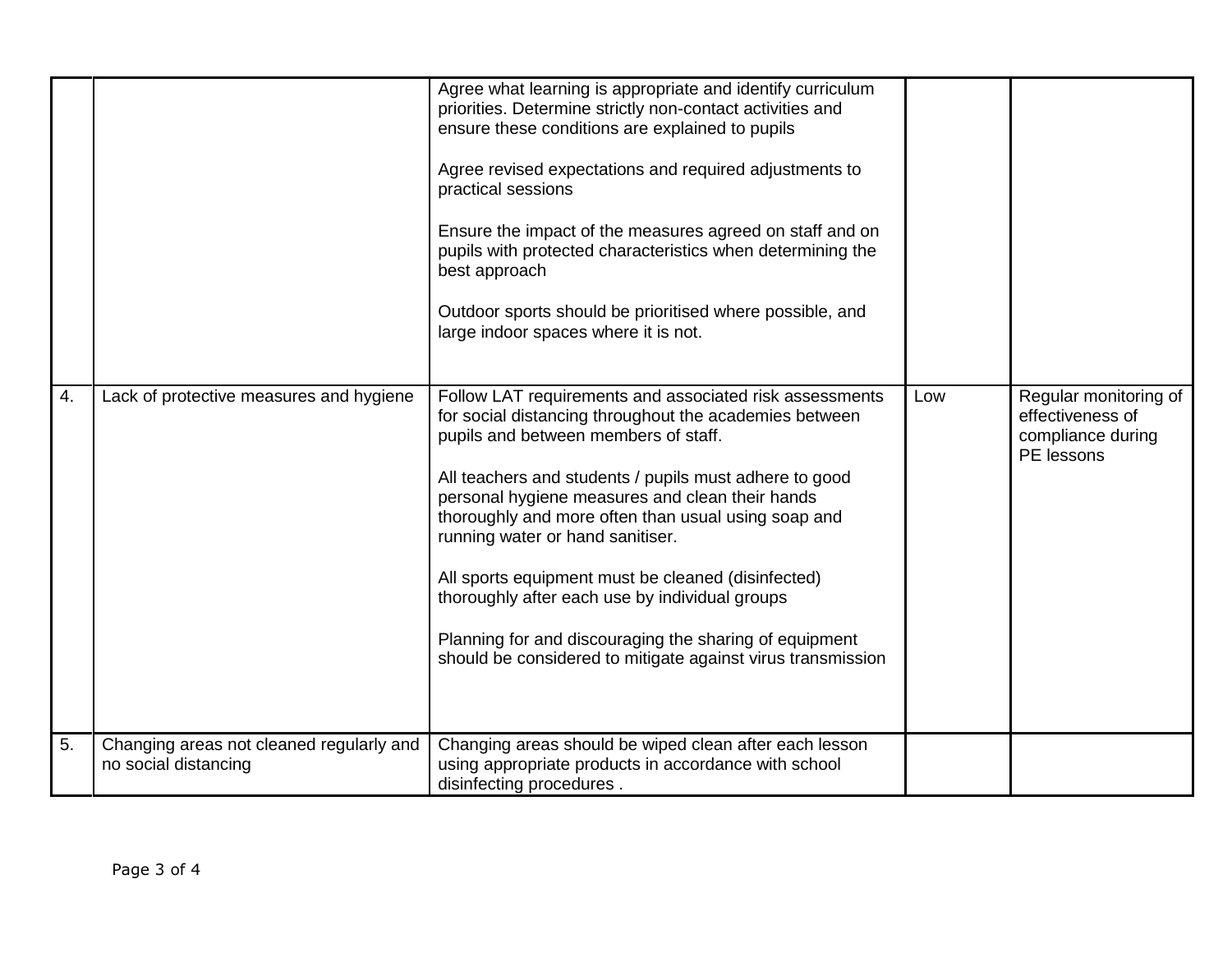| | | | | |
|---|---|---|---|---|
| | | Agree what learning is appropriate and identify curriculum priorities. Determine strictly non-contact activities and ensure these conditions are explained to pupils<br><br>Agree revised expectations and required adjustments to practical sessions<br><br>Ensure the impact of the measures agreed on staff and on pupils with protected characteristics when determining the best approach<br><br>Outdoor sports should be prioritised where possible, and large indoor spaces where it is not. | | |
| 4. | Lack of protective measures and hygiene | Follow LAT requirements and associated risk assessments for social distancing throughout the academies between pupils and between members of staff.<br><br>All teachers and students / pupils must adhere to good personal hygiene measures and clean their hands thoroughly and more often than usual using soap and running water or hand sanitiser.<br><br>All sports equipment must be cleaned (disinfected) thoroughly after each use by individual groups<br><br>Planning for and discouraging the sharing of equipment should be considered to mitigate against virus transmission | Low | Regular monitoring of effectiveness of compliance during PE lessons |
| 5. | Changing areas not cleaned regularly and no social distancing | Changing areas should be wiped clean after each lesson using appropriate products in accordance with school disinfecting procedures . | | |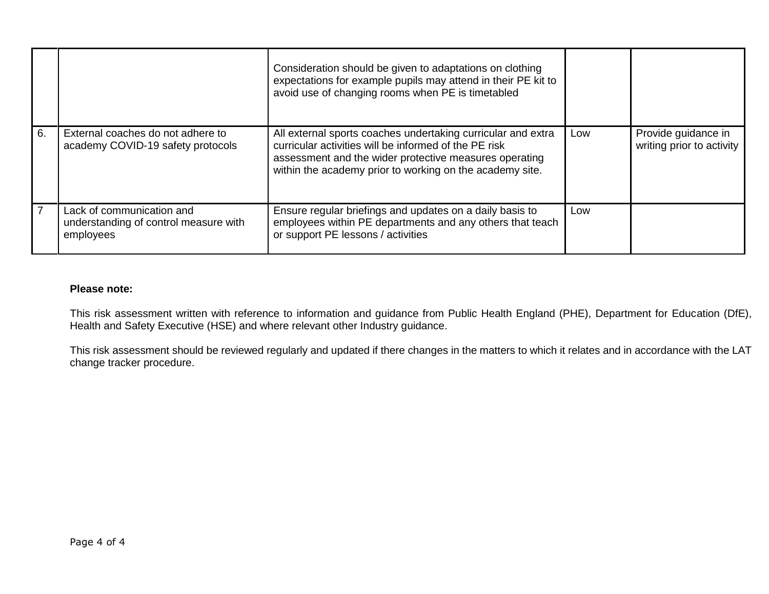| | | | | |
|---|---|---|---|---|
| | | Consideration should be given to adaptations on clothing expectations for example pupils may attend in their PE kit to avoid use of changing rooms when PE is timetabled | | |
| 6. | External coaches do not adhere to academy COVID-19 safety protocols | All external sports coaches undertaking curricular and extra curricular activities will be informed of the PE risk assessment and the wider protective measures operating within the academy prior to working on the academy site. | Low | Provide guidance in writing prior to activity |
| 7 | Lack of communication and understanding of control measure with employees | Ensure regular briefings and updates on a daily basis to employees within PE departments and any others that teach or support PE lessons / activities | Low | |

**Please note:**

This risk assessment written with reference to information and guidance from Public Health England (PHE), Department for Education (DfE), Health and Safety Executive (HSE) and where relevant other Industry guidance.

This risk assessment should be reviewed regularly and updated if there changes in the matters to which it relates and in accordance with the LAT change tracker procedure.